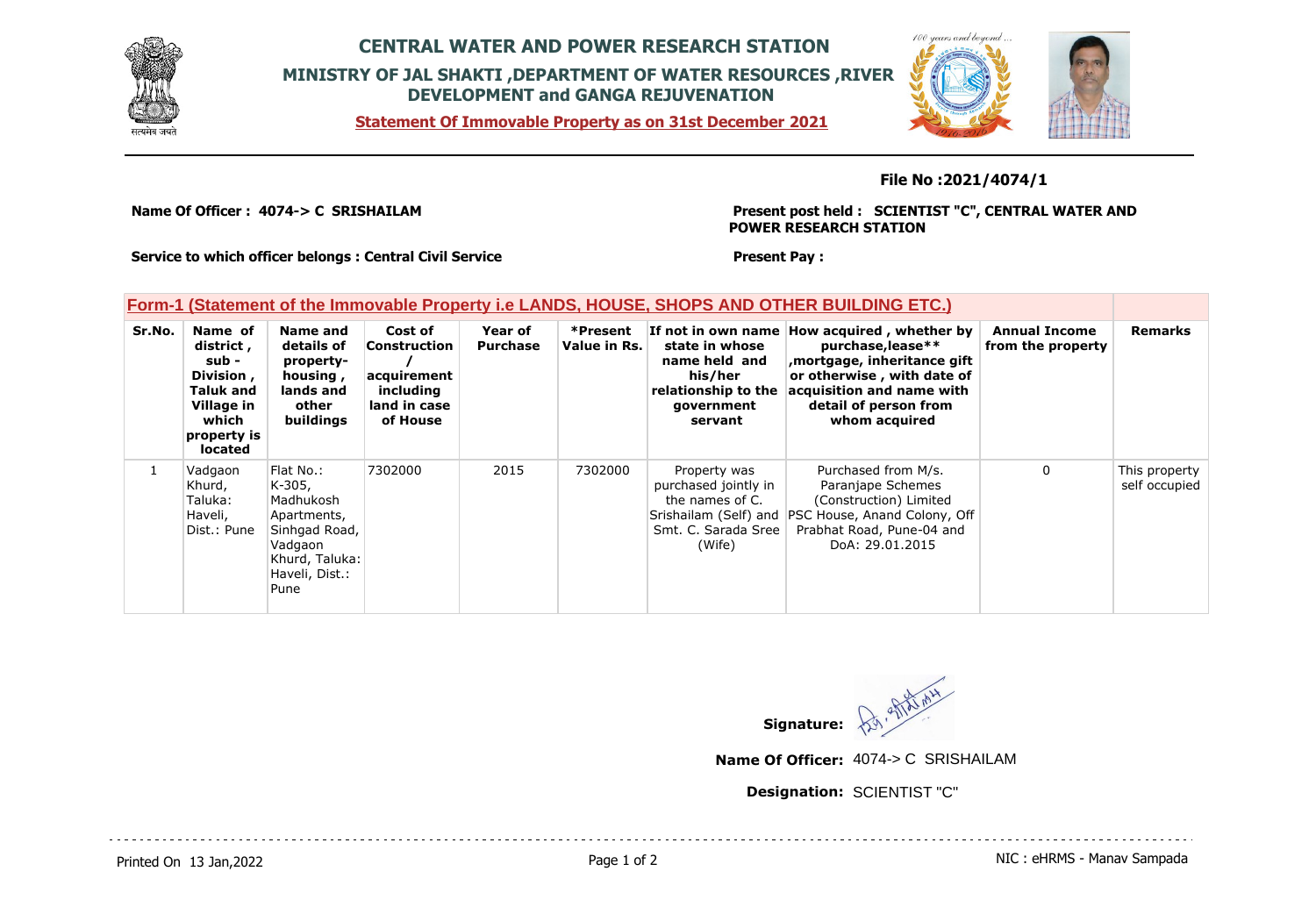# CENTRAL WATER AND POWER RESEARCH STATION

## MINISTRY OF JAL SHAKTI ,DEPARTMENT OF WATER RESOURCES ,RIVER DEVELOPMENT and GANGA REJUVENATION

**Statement Of Immovable Property as on 31st December 2021**

**File No :2021/4074/1**

**Name Of Officer : 4074-> C SRISHAILAM**

**Present post held : SCIENTIST "C", CENTRAL WATER AND POWER RESEARCH STATION**

**Service to which officer belongs : Central Civil Service**

**Present Pay :**

### Form-1 (Statement of the Immovable Property i.e LANDS, HOUSE, SHOPS AND OTHER BUILDING ETC.)

| Sr.No. | Name of district , sub - Division , Taluk and Village in which property is located | Name and details of property-housing , lands and other buildings | Cost of Construction / acquirement including land in case of House | Year of Purchase | *Present Value in Rs. | If not in own name state in whose name held and his/her relationship to the government servant | How acquired , whether by purchase,lease** ,mortgage, inheritance gift or otherwise , with date of acquisition and name with detail of person from whom acquired | Annual Income from the property | Remarks |
|---|---|---|---|---|---|---|---|---|---|
| 1 | Vadgaon Khurd, Taluka: Haveli, Dist.: Pune | Flat No.: K-305, Madhukosh Apartments, Sinhgad Road, Vadgaon Khurd, Taluka: Haveli, Dist.: Pune | 7302000 | 2015 | 7302000 | Property was purchased jointly in the names of C. Srishailam (Self) and Smt. C. Sarada Sree (Wife) | Purchased from M/s. Paranjape Schemes (Construction) Limited PSC House, Anand Colony, Off Prabhat Road, Pune-04 and DoA: 29.01.2015 | 0 | This property self occupied |

**Signature:**

**Name Of Officer:** 4074-> C SRISHAILAM

**Designation:** SCIENTIST "C"

Printed On 13 Jan,2022

NIC : eHRMS - Manav Sampada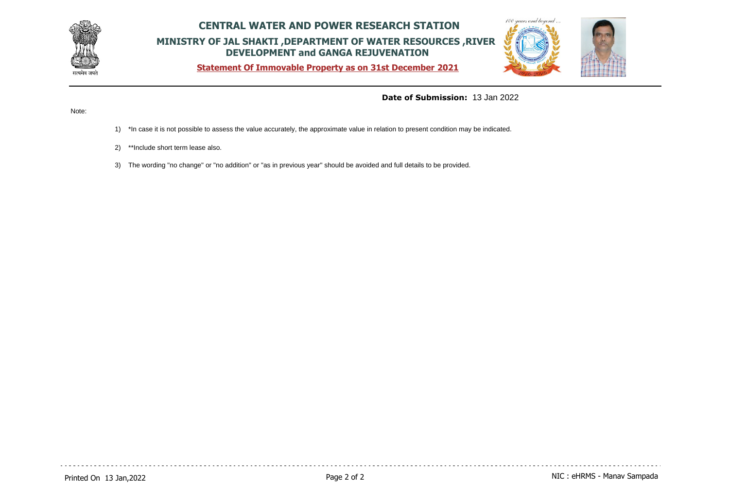# CENTRAL WATER AND POWER RESEARCH STATION

## MINISTRY OF JAL SHAKTI ,DEPARTMENT OF WATER RESOURCES ,RIVER DEVELOPMENT and GANGA REJUVENATION

**Statement Of Immovable Property as on 31st December 2021**

**Date of Submission:** 13 Jan 2022

Note:

1) *In case it is not possible to assess the value accurately, the approximate value in relation to present condition may be indicated.
2) **Include short term lease also.
3) The wording "no change" or "no addition" or "as in previous year" should be avoided and full details to be provided.